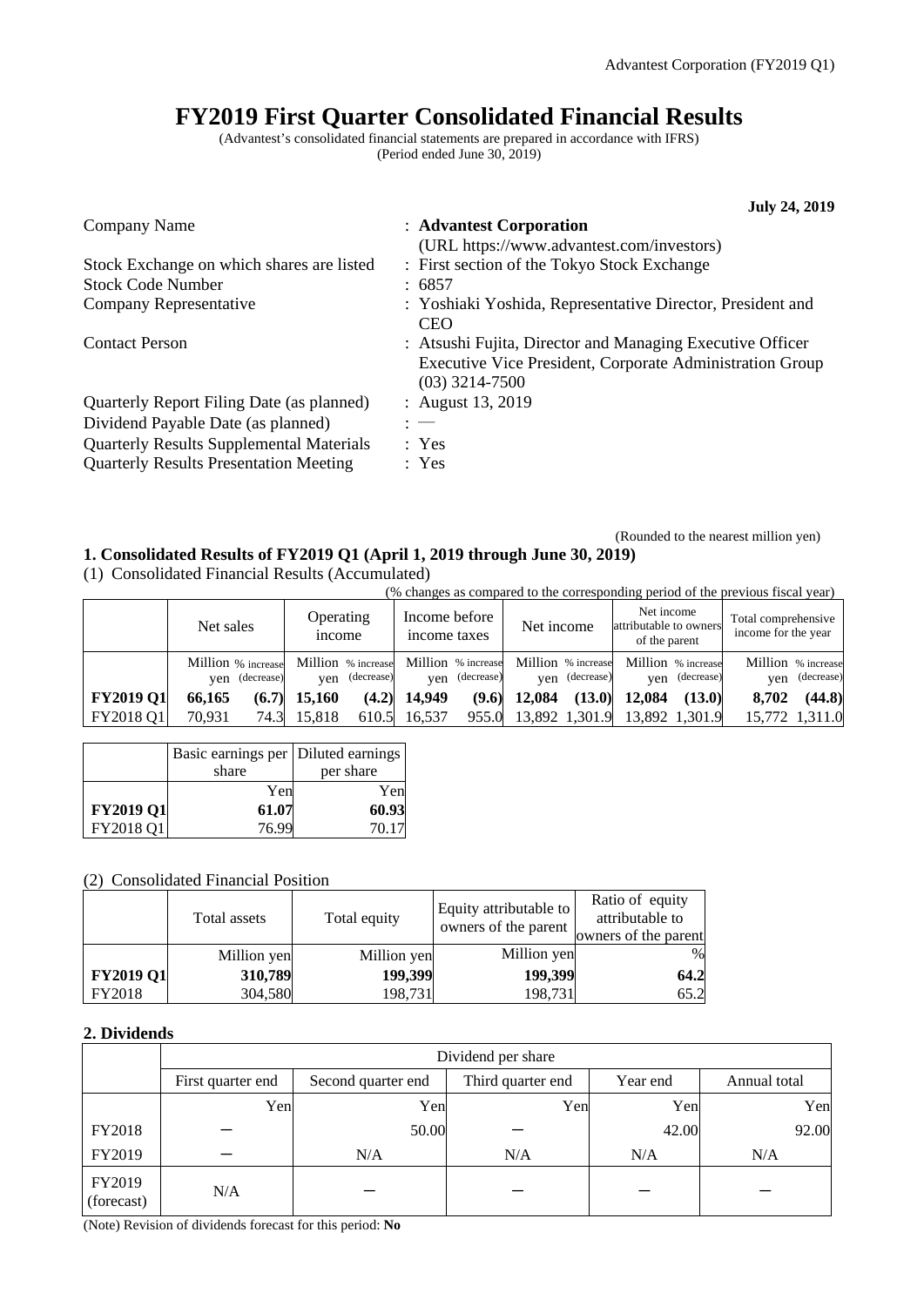# FY2019 First Quarter Consolidated Financial Results

(Advantest's consolidated financial statements are prepared in accordance with IFRS)
(Period ended June 30, 2019)

**July 24, 2019**

| | |
|---|---|
| Company Name | : **Advantest Corporation** (URL https://www.advantest.com/investors) |
| Stock Exchange on which shares are listed | : First section of the Tokyo Stock Exchange |
| Stock Code Number | : 6857 |
| Company Representative | : Yoshiaki Yoshida, Representative Director, President and CEO |
| Contact Person | : Atsushi Fujita, Director and Managing Executive Officer Executive Vice President, Corporate Administration Group (03) 3214-7500 |
| Quarterly Report Filing Date (as planned) | : August 13, 2019 |
| Dividend Payable Date (as planned) | : — |
| Quarterly Results Supplemental Materials | : Yes |
| Quarterly Results Presentation Meeting | : Yes |

(Rounded to the nearest million yen)

## 1. Consolidated Results of FY2019 Q1 (April 1, 2019 through June 30, 2019)

(1) Consolidated Financial Results (Accumulated)

(% changes as compared to the corresponding period of the previous fiscal year)

| | Net sales | | Operating income | | Income before income taxes | | Net income | | Net income attributable to owners of the parent | | Total comprehensive income for the year | |
|---|---|---|---|---|---|---|---|---|---|---|---|---|
| | Million yen | % increase (decrease) | Million yen | % increase (decrease) | Million yen | % increase (decrease) | Million yen | % increase (decrease) | Million yen | % increase (decrease) | Million yen | % increase (decrease) |
| **FY2019 Q1** | **66,165** | **(6.7)** | **15,160** | **(4.2)** | **14,949** | **(9.6)** | **12,084** | **(13.0)** | **12,084** | **(13.0)** | **8,702** | **(44.8)** |
| FY2018 Q1 | 70,931 | 74.3 | 15,818 | 610.5 | 16,537 | 955.0 | 13,892 | 1,301.9 | 13,892 | 1,301.9 | 15,772 | 1,311.0 |

| | Basic earnings per share | Diluted earnings per share |
|---|---|---|
| | Yen | Yen |
| **FY2019 Q1** | **61.07** | **60.93** |
| FY2018 Q1 | 76.99 | 70.17 |

(2) Consolidated Financial Position

| | Total assets | Total equity | Equity attributable to owners of the parent | Ratio of equity attributable to owners of the parent |
|---|---|---|---|---|
| | Million yen | Million yen | Million yen | % |
| **FY2019 Q1** | **310,789** | **199,399** | **199,399** | **64.2** |
| FY2018 | 304,580 | 198,731 | 198,731 | 65.2 |

## 2. Dividends

| | Dividend per share | | | | |
|---|---|---|---|---|---|
| | First quarter end | Second quarter end | Third quarter end | Year end | Annual total |
| | Yen | Yen | Yen | Yen | Yen |
| FY2018 | ー | 50.00 | ー | 42.00 | 92.00 |
| FY2019 | ー | N/A | N/A | N/A | N/A |
| FY2019 (forecast) | N/A | ー | ー | ー | ー |

(Note) Revision of dividends forecast for this period: **No**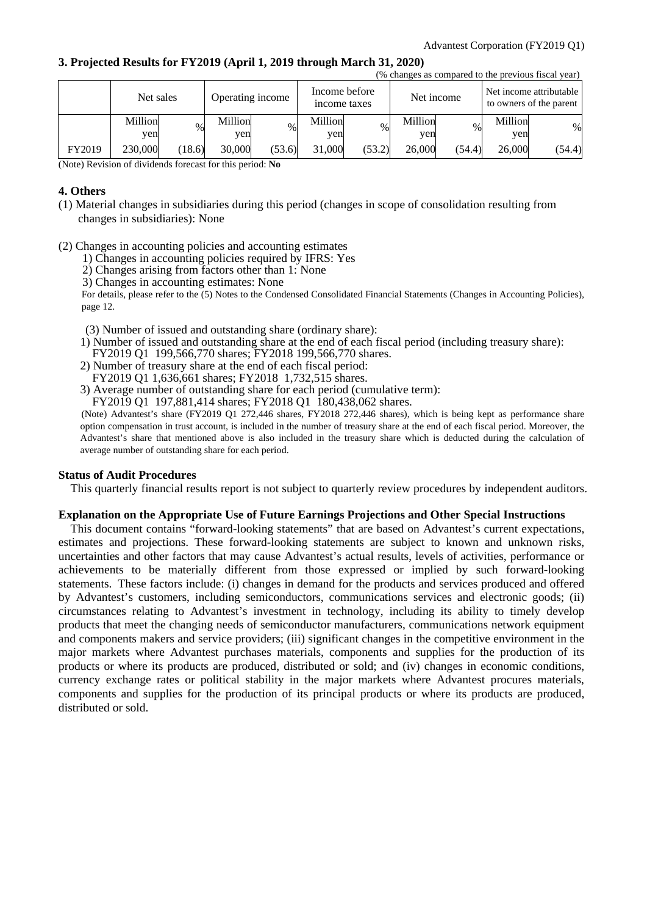### 3. Projected Results for FY2019 (April 1, 2019 through March 31, 2020)

(% changes as compared to the previous fiscal year)

| | Net sales | | Operating income | | Income before income taxes | | Net income | | Net income attributable to owners of the parent | |
|---|---|---|---|---|---|---|---|---|---|---|
| | Million yen | % | Million yen | % | Million yen | % | Million yen | % | Million yen | % |
| FY2019 | 230,000 | (18.6) | 30,000 | (53.6) | 31,000 | (53.2) | 26,000 | (54.4) | 26,000 | (54.4) |

(Note) Revision of dividends forecast for this period: **No**

### 4. Others

(1) Material changes in subsidiaries during this period (changes in scope of consolidation resulting from changes in subsidiaries): None

(2) Changes in accounting policies and accounting estimates
1) Changes in accounting policies required by IFRS: Yes
2) Changes arising from factors other than 1: None
3) Changes in accounting estimates: None

For details, please refer to the (5) Notes to the Condensed Consolidated Financial Statements (Changes in Accounting Policies), page 12.

(3) Number of issued and outstanding share (ordinary share):
1) Number of issued and outstanding share at the end of each fiscal period (including treasury share):
FY2019 Q1 199,566,770 shares; FY2018 199,566,770 shares.
2) Number of treasury share at the end of each fiscal period:
FY2019 Q1 1,636,661 shares; FY2018 1,732,515 shares.
3) Average number of outstanding share for each period (cumulative term):
FY2019 Q1 197,881,414 shares; FY2018 Q1 180,438,062 shares.

(Note) Advantest's share (FY2019 Q1 272,446 shares, FY2018 272,446 shares), which is being kept as performance share option compensation in trust account, is included in the number of treasury share at the end of each fiscal period. Moreover, the Advantest's share that mentioned above is also included in the treasury share which is deducted during the calculation of average number of outstanding share for each period.

**Status of Audit Procedures**

This quarterly financial results report is not subject to quarterly review procedures by independent auditors.

**Explanation on the Appropriate Use of Future Earnings Projections and Other Special Instructions**

This document contains "forward-looking statements" that are based on Advantest's current expectations, estimates and projections. These forward-looking statements are subject to known and unknown risks, uncertainties and other factors that may cause Advantest's actual results, levels of activities, performance or achievements to be materially different from those expressed or implied by such forward-looking statements. These factors include: (i) changes in demand for the products and services produced and offered by Advantest's customers, including semiconductors, communications services and electronic goods; (ii) circumstances relating to Advantest's investment in technology, including its ability to timely develop products that meet the changing needs of semiconductor manufacturers, communications network equipment and components makers and service providers; (iii) significant changes in the competitive environment in the major markets where Advantest purchases materials, components and supplies for the production of its products or where its products are produced, distributed or sold; and (iv) changes in economic conditions, currency exchange rates or political stability in the major markets where Advantest procures materials, components and supplies for the production of its principal products or where its products are produced, distributed or sold.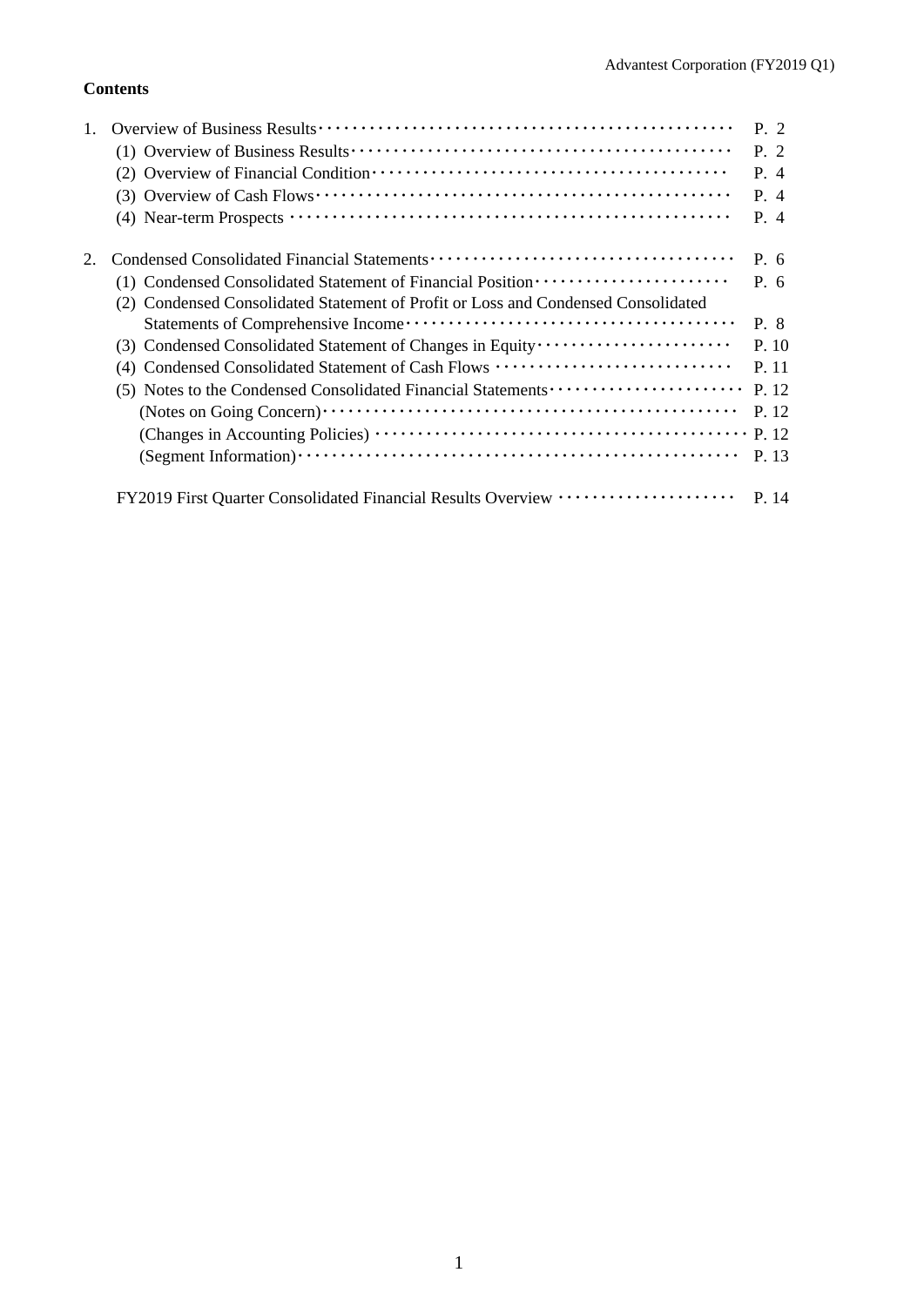**Contents**

| | | |
|---|---|---|
| 1. | Overview of Business Results | P. 2 |
| | (1) Overview of Business Results | P. 2 |
| | (2) Overview of Financial Condition | P. 4 |
| | (3) Overview of Cash Flows | P. 4 |
| | (4) Near-term Prospects | P. 4 |
| 2. | Condensed Consolidated Financial Statements | P. 6 |
| | (1) Condensed Consolidated Statement of Financial Position | P. 6 |
| | (2) Condensed Consolidated Statement of Profit or Loss and Condensed Consolidated Statements of Comprehensive Income | P. 8 |
| | (3) Condensed Consolidated Statement of Changes in Equity | P. 10 |
| | (4) Condensed Consolidated Statement of Cash Flows | P. 11 |
| | (5) Notes to the Condensed Consolidated Financial Statements | P. 12 |
| | (Notes on Going Concern) | P. 12 |
| | (Changes in Accounting Policies) | P. 12 |
| | (Segment Information) | P. 13 |
| | FY2019 First Quarter Consolidated Financial Results Overview | P. 14 |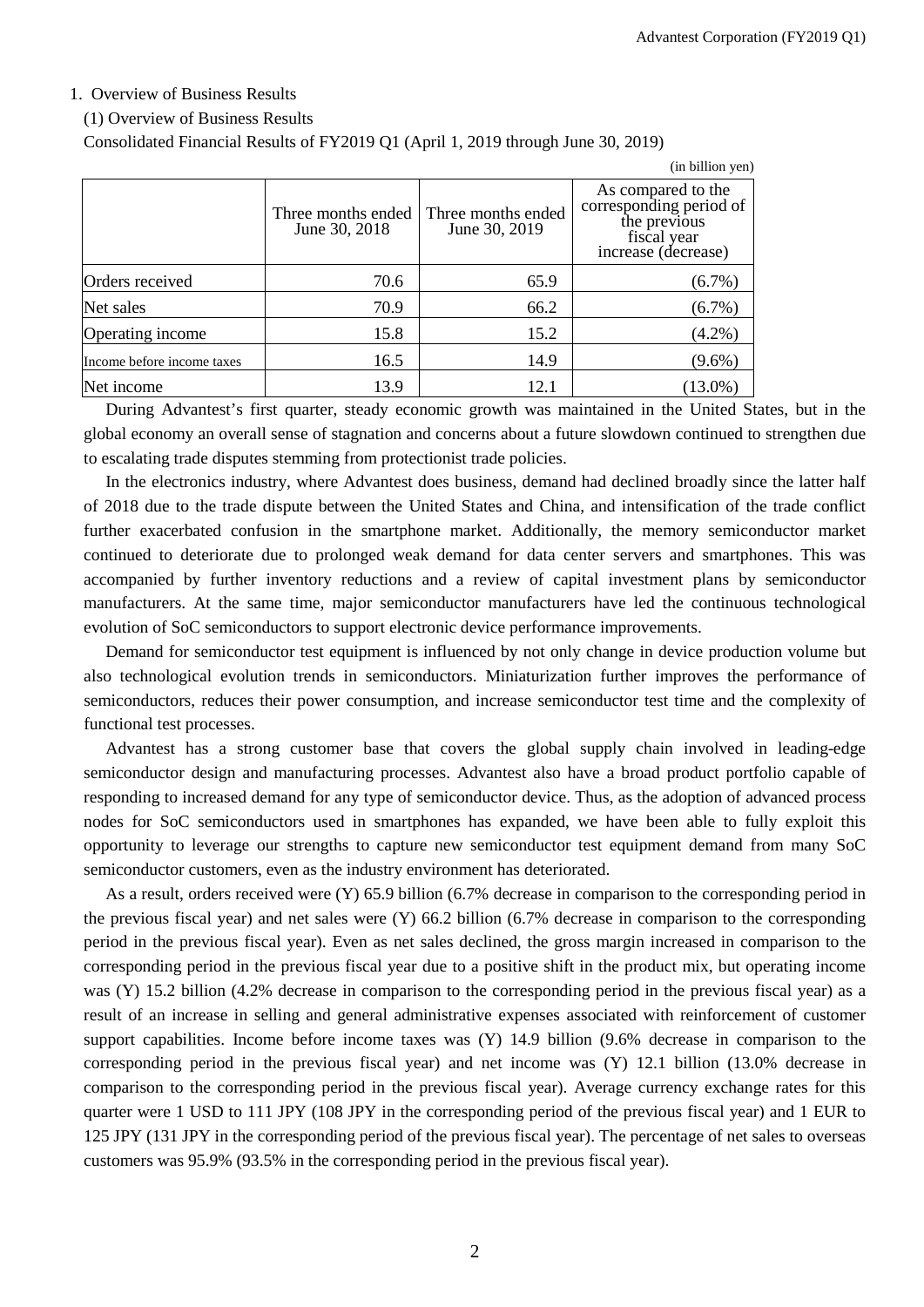## 1. Overview of Business Results

### (1) Overview of Business Results

Consolidated Financial Results of FY2019 Q1 (April 1, 2019 through June 30, 2019)

(in billion yen)

| | Three months ended June 30, 2018 | Three months ended June 30, 2019 | As compared to the corresponding period of the previous fiscal year increase (decrease) |
|---|---|---|---|
| Orders received | 70.6 | 65.9 | (6.7%) |
| Net sales | 70.9 | 66.2 | (6.7%) |
| Operating income | 15.8 | 15.2 | (4.2%) |
| Income before income taxes | 16.5 | 14.9 | (9.6%) |
| Net income | 13.9 | 12.1 | (13.0%) |

During Advantest's first quarter, steady economic growth was maintained in the United States, but in the global economy an overall sense of stagnation and concerns about a future slowdown continued to strengthen due to escalating trade disputes stemming from protectionist trade policies.

In the electronics industry, where Advantest does business, demand had declined broadly since the latter half of 2018 due to the trade dispute between the United States and China, and intensification of the trade conflict further exacerbated confusion in the smartphone market. Additionally, the memory semiconductor market continued to deteriorate due to prolonged weak demand for data center servers and smartphones. This was accompanied by further inventory reductions and a review of capital investment plans by semiconductor manufacturers. At the same time, major semiconductor manufacturers have led the continuous technological evolution of SoC semiconductors to support electronic device performance improvements.

Demand for semiconductor test equipment is influenced by not only change in device production volume but also technological evolution trends in semiconductors. Miniaturization further improves the performance of semiconductors, reduces their power consumption, and increase semiconductor test time and the complexity of functional test processes.

Advantest has a strong customer base that covers the global supply chain involved in leading-edge semiconductor design and manufacturing processes. Advantest also have a broad product portfolio capable of responding to increased demand for any type of semiconductor device. Thus, as the adoption of advanced process nodes for SoC semiconductors used in smartphones has expanded, we have been able to fully exploit this opportunity to leverage our strengths to capture new semiconductor test equipment demand from many SoC semiconductor customers, even as the industry environment has deteriorated.

As a result, orders received were (Y) 65.9 billion (6.7% decrease in comparison to the corresponding period in the previous fiscal year) and net sales were (Y) 66.2 billion (6.7% decrease in comparison to the corresponding period in the previous fiscal year). Even as net sales declined, the gross margin increased in comparison to the corresponding period in the previous fiscal year due to a positive shift in the product mix, but operating income was (Y) 15.2 billion (4.2% decrease in comparison to the corresponding period in the previous fiscal year) as a result of an increase in selling and general administrative expenses associated with reinforcement of customer support capabilities. Income before income taxes was (Y) 14.9 billion (9.6% decrease in comparison to the corresponding period in the previous fiscal year) and net income was (Y) 12.1 billion (13.0% decrease in comparison to the corresponding period in the previous fiscal year). Average currency exchange rates for this quarter were 1 USD to 111 JPY (108 JPY in the corresponding period of the previous fiscal year) and 1 EUR to 125 JPY (131 JPY in the corresponding period of the previous fiscal year). The percentage of net sales to overseas customers was 95.9% (93.5% in the corresponding period in the previous fiscal year).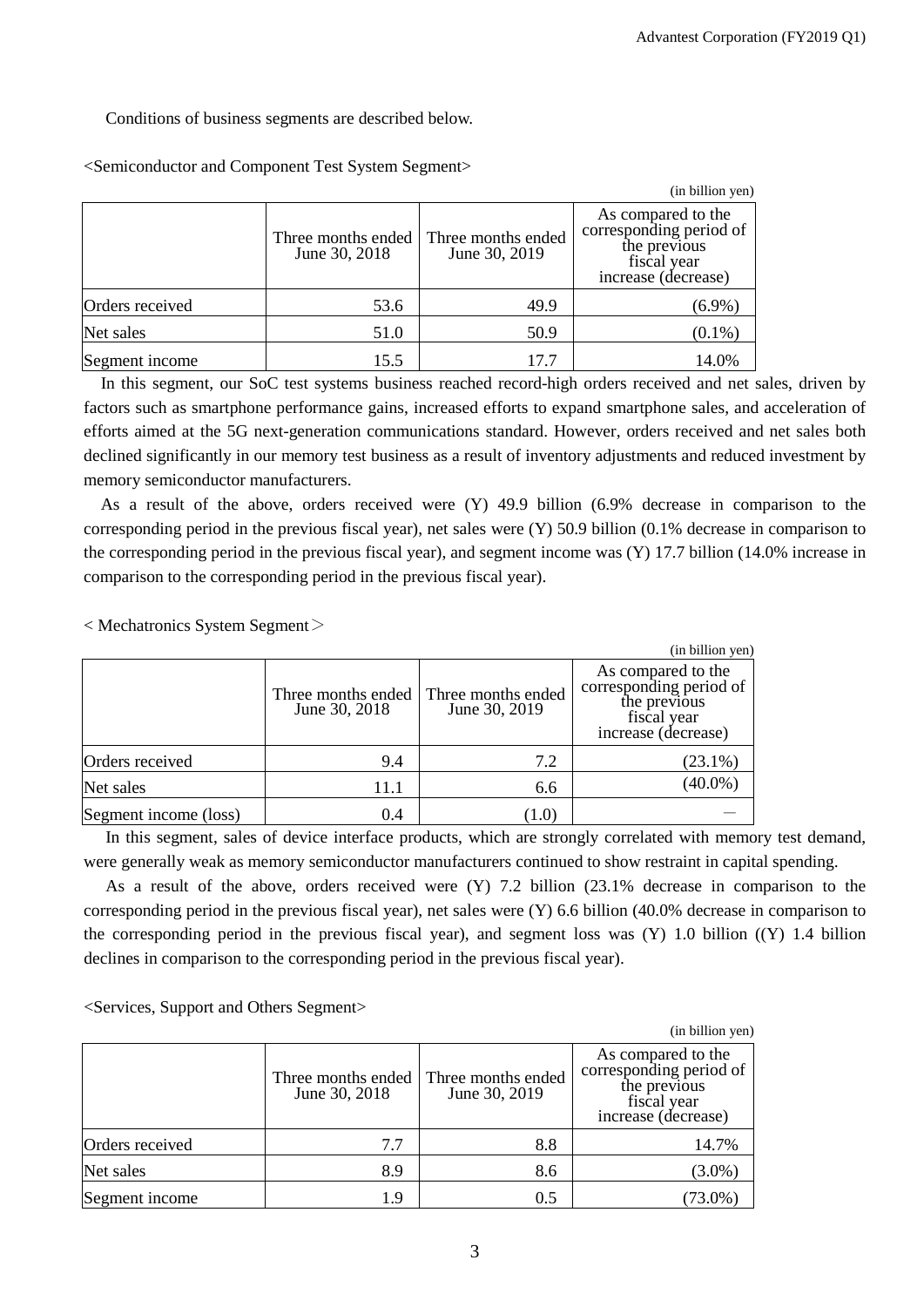Conditions of business segments are described below.

<Semiconductor and Component Test System Segment>

(in billion yen)

| | Three months ended June 30, 2018 | Three months ended June 30, 2019 | As compared to the corresponding period of the previous fiscal year increase (decrease) |
|---|---|---|---|
| Orders received | 53.6 | 49.9 | (6.9%) |
| Net sales | 51.0 | 50.9 | (0.1%) |
| Segment income | 15.5 | 17.7 | 14.0% |

In this segment, our SoC test systems business reached record-high orders received and net sales, driven by factors such as smartphone performance gains, increased efforts to expand smartphone sales, and acceleration of efforts aimed at the 5G next-generation communications standard. However, orders received and net sales both declined significantly in our memory test business as a result of inventory adjustments and reduced investment by memory semiconductor manufacturers.

As a result of the above, orders received were (Y) 49.9 billion (6.9% decrease in comparison to the corresponding period in the previous fiscal year), net sales were (Y) 50.9 billion (0.1% decrease in comparison to the corresponding period in the previous fiscal year), and segment income was (Y) 17.7 billion (14.0% increase in comparison to the corresponding period in the previous fiscal year).

< Mechatronics System Segment＞

(in billion yen)

| | Three months ended June 30, 2018 | Three months ended June 30, 2019 | As compared to the corresponding period of the previous fiscal year increase (decrease) |
|---|---|---|---|
| Orders received | 9.4 | 7.2 | (23.1%) |
| Net sales | 11.1 | 6.6 | (40.0%) |
| Segment income (loss) | 0.4 | (1.0) | — |

In this segment, sales of device interface products, which are strongly correlated with memory test demand, were generally weak as memory semiconductor manufacturers continued to show restraint in capital spending.

As a result of the above, orders received were (Y) 7.2 billion (23.1% decrease in comparison to the corresponding period in the previous fiscal year), net sales were (Y) 6.6 billion (40.0% decrease in comparison to the corresponding period in the previous fiscal year), and segment loss was (Y) 1.0 billion ((Y) 1.4 billion declines in comparison to the corresponding period in the previous fiscal year).

<Services, Support and Others Segment>

(in billion yen)

| | Three months ended June 30, 2018 | Three months ended June 30, 2019 | As compared to the corresponding period of the previous fiscal year increase (decrease) |
|---|---|---|---|
| Orders received | 7.7 | 8.8 | 14.7% |
| Net sales | 8.9 | 8.6 | (3.0%) |
| Segment income | 1.9 | 0.5 | (73.0%) |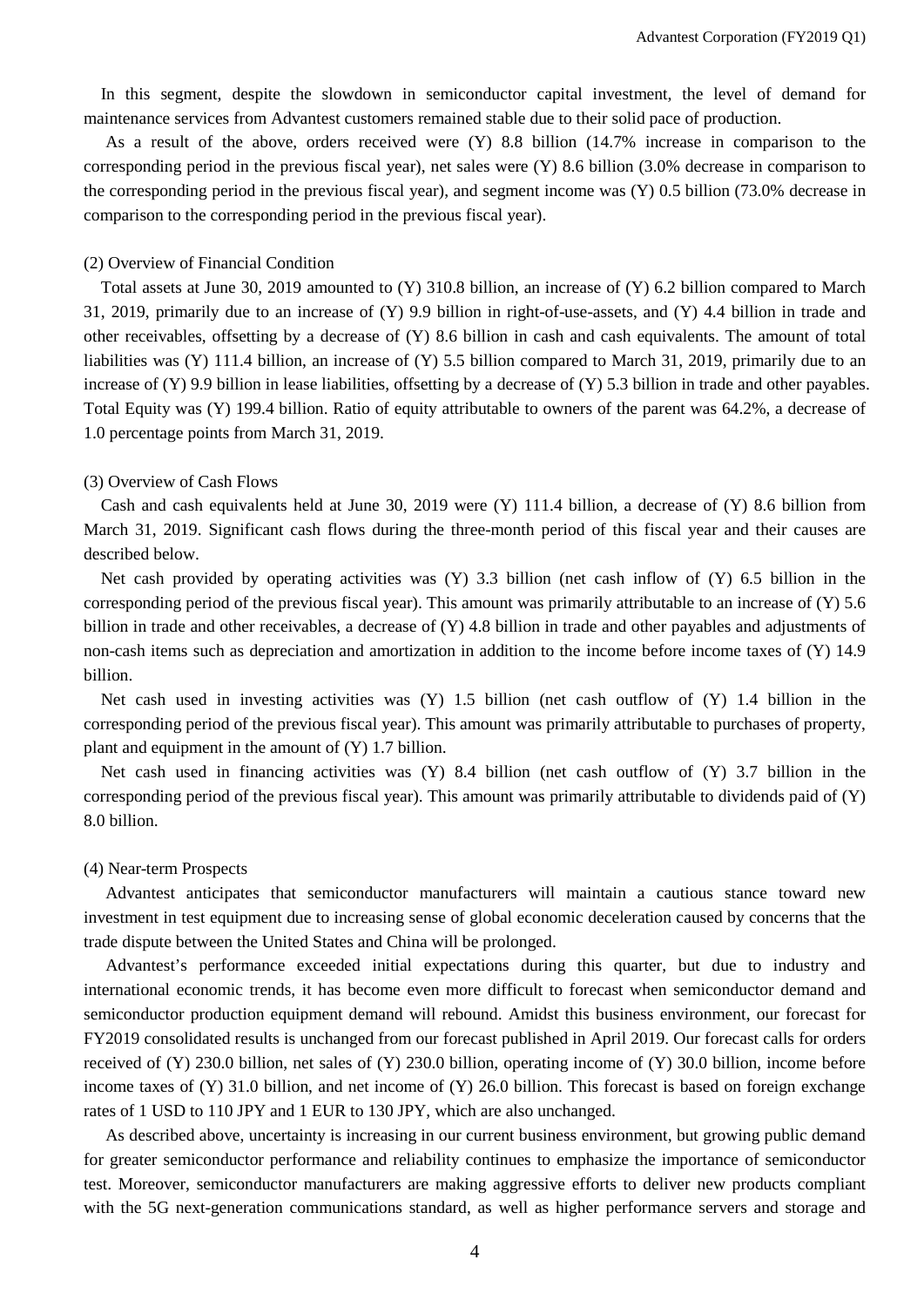In this segment, despite the slowdown in semiconductor capital investment, the level of demand for maintenance services from Advantest customers remained stable due to their solid pace of production.

As a result of the above, orders received were (Y) 8.8 billion (14.7% increase in comparison to the corresponding period in the previous fiscal year), net sales were (Y) 8.6 billion (3.0% decrease in comparison to the corresponding period in the previous fiscal year), and segment income was (Y) 0.5 billion (73.0% decrease in comparison to the corresponding period in the previous fiscal year).

### (2) Overview of Financial Condition

Total assets at June 30, 2019 amounted to (Y) 310.8 billion, an increase of (Y) 6.2 billion compared to March 31, 2019, primarily due to an increase of (Y) 9.9 billion in right-of-use-assets, and (Y) 4.4 billion in trade and other receivables, offsetting by a decrease of (Y) 8.6 billion in cash and cash equivalents. The amount of total liabilities was (Y) 111.4 billion, an increase of (Y) 5.5 billion compared to March 31, 2019, primarily due to an increase of (Y) 9.9 billion in lease liabilities, offsetting by a decrease of (Y) 5.3 billion in trade and other payables. Total Equity was (Y) 199.4 billion. Ratio of equity attributable to owners of the parent was 64.2%, a decrease of 1.0 percentage points from March 31, 2019.

### (3) Overview of Cash Flows

Cash and cash equivalents held at June 30, 2019 were (Y) 111.4 billion, a decrease of (Y) 8.6 billion from March 31, 2019. Significant cash flows during the three-month period of this fiscal year and their causes are described below.

Net cash provided by operating activities was (Y) 3.3 billion (net cash inflow of (Y) 6.5 billion in the corresponding period of the previous fiscal year). This amount was primarily attributable to an increase of (Y) 5.6 billion in trade and other receivables, a decrease of (Y) 4.8 billion in trade and other payables and adjustments of non-cash items such as depreciation and amortization in addition to the income before income taxes of (Y) 14.9 billion.

Net cash used in investing activities was (Y) 1.5 billion (net cash outflow of (Y) 1.4 billion in the corresponding period of the previous fiscal year). This amount was primarily attributable to purchases of property, plant and equipment in the amount of (Y) 1.7 billion.

Net cash used in financing activities was (Y) 8.4 billion (net cash outflow of (Y) 3.7 billion in the corresponding period of the previous fiscal year). This amount was primarily attributable to dividends paid of (Y) 8.0 billion.

### (4) Near-term Prospects

Advantest anticipates that semiconductor manufacturers will maintain a cautious stance toward new investment in test equipment due to increasing sense of global economic deceleration caused by concerns that the trade dispute between the United States and China will be prolonged.

Advantest's performance exceeded initial expectations during this quarter, but due to industry and international economic trends, it has become even more difficult to forecast when semiconductor demand and semiconductor production equipment demand will rebound. Amidst this business environment, our forecast for FY2019 consolidated results is unchanged from our forecast published in April 2019. Our forecast calls for orders received of (Y) 230.0 billion, net sales of (Y) 230.0 billion, operating income of (Y) 30.0 billion, income before income taxes of (Y) 31.0 billion, and net income of (Y) 26.0 billion. This forecast is based on foreign exchange rates of 1 USD to 110 JPY and 1 EUR to 130 JPY, which are also unchanged.

As described above, uncertainty is increasing in our current business environment, but growing public demand for greater semiconductor performance and reliability continues to emphasize the importance of semiconductor test. Moreover, semiconductor manufacturers are making aggressive efforts to deliver new products compliant with the 5G next-generation communications standard, as well as higher performance servers and storage and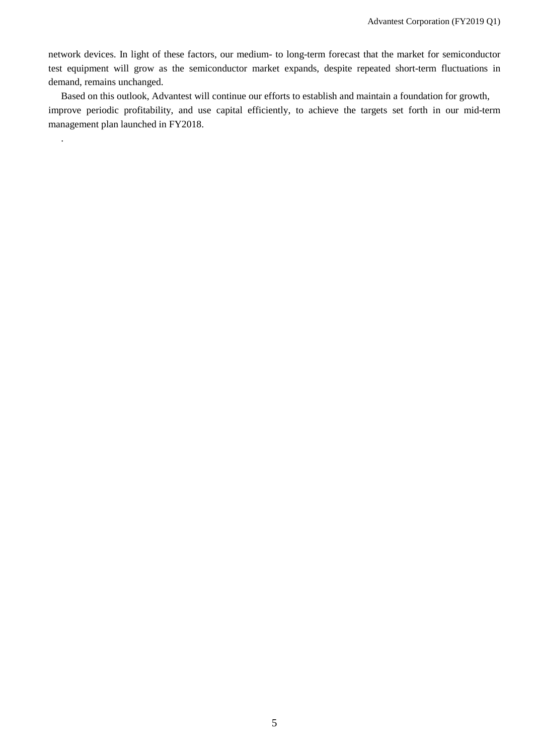network devices. In light of these factors, our medium- to long-term forecast that the market for semiconductor test equipment will grow as the semiconductor market expands, despite repeated short-term fluctuations in demand, remains unchanged.

Based on this outlook, Advantest will continue our efforts to establish and maintain a foundation for growth, improve periodic profitability, and use capital efficiently, to achieve the targets set forth in our mid-term management plan launched in FY2018.

.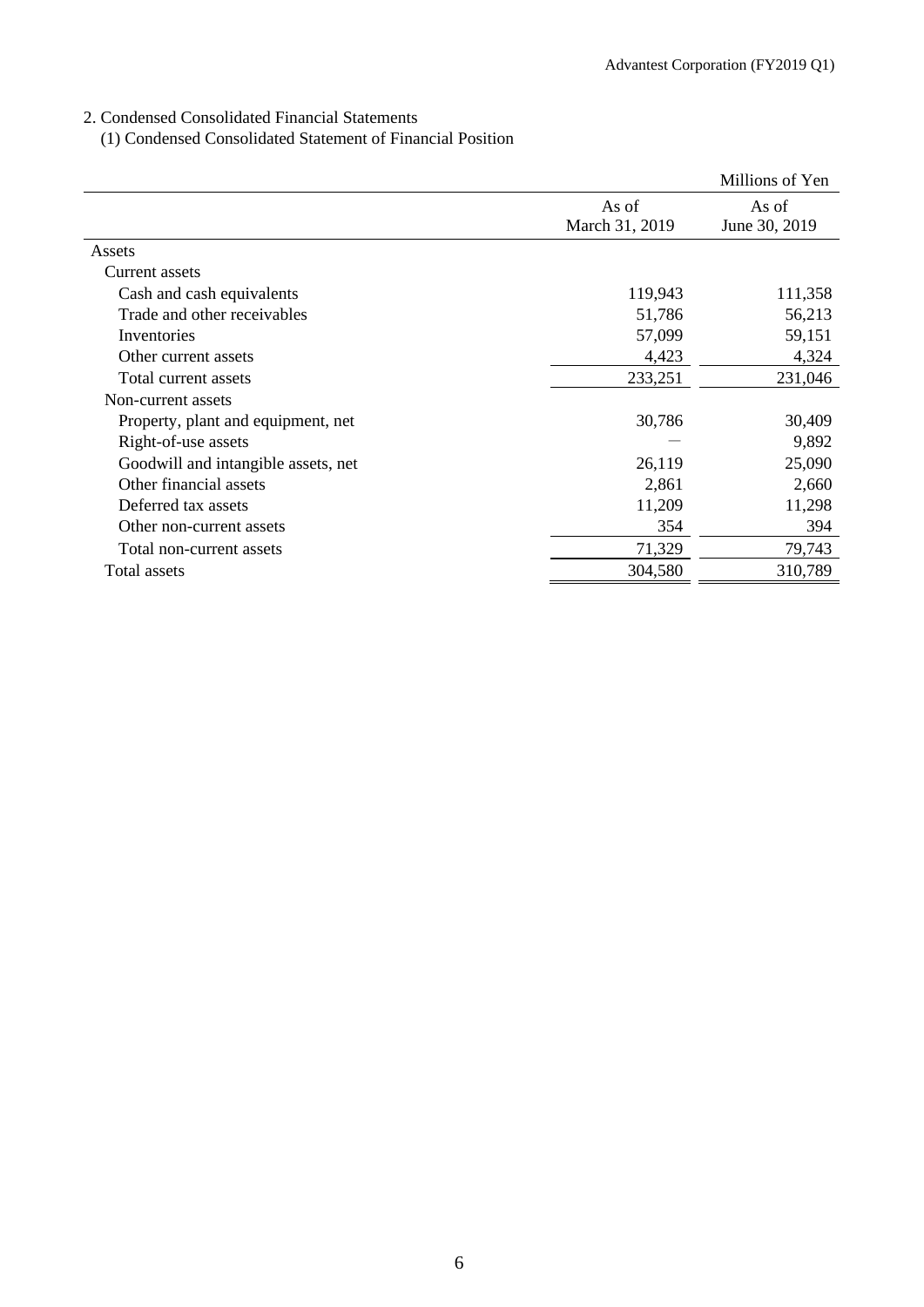2. Condensed Consolidated Financial Statements

(1) Condensed Consolidated Statement of Financial Position

| | | Millions of Yen |
|---|---|---|
| | As of March 31, 2019 | As of June 30, 2019 |
| Assets | | |
| Current assets | | |
| Cash and cash equivalents | 119,943 | 111,358 |
| Trade and other receivables | 51,786 | 56,213 |
| Inventories | 57,099 | 59,151 |
| Other current assets | 4,423 | 4,324 |
| Total current assets | 233,251 | 231,046 |
| Non-current assets | | |
| Property, plant and equipment, net | 30,786 | 30,409 |
| Right-of-use assets | — | 9,892 |
| Goodwill and intangible assets, net | 26,119 | 25,090 |
| Other financial assets | 2,861 | 2,660 |
| Deferred tax assets | 11,209 | 11,298 |
| Other non-current assets | 354 | 394 |
| Total non-current assets | 71,329 | 79,743 |
| Total assets | 304,580 | 310,789 |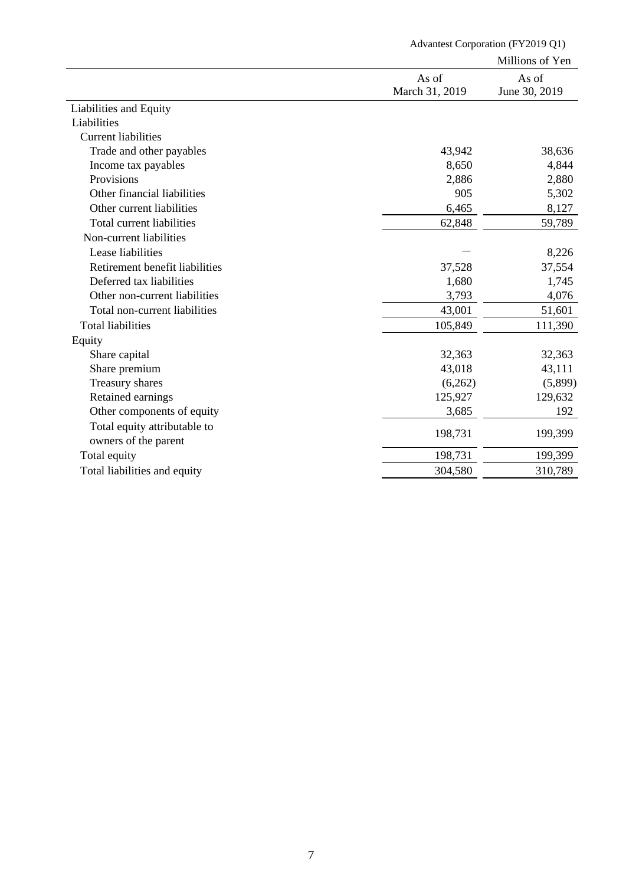Advantest Corporation (FY2019 Q1)

Millions of Yen

| | As of March 31, 2019 | As of June 30, 2019 |
|---|---|---|
| Liabilities and Equity | | |
| Liabilities | | |
| Current liabilities | | |
| Trade and other payables | 43,942 | 38,636 |
| Income tax payables | 8,650 | 4,844 |
| Provisions | 2,886 | 2,880 |
| Other financial liabilities | 905 | 5,302 |
| Other current liabilities | 6,465 | 8,127 |
| Total current liabilities | 62,848 | 59,789 |
| Non-current liabilities | | |
| Lease liabilities | ― | 8,226 |
| Retirement benefit liabilities | 37,528 | 37,554 |
| Deferred tax liabilities | 1,680 | 1,745 |
| Other non-current liabilities | 3,793 | 4,076 |
| Total non-current liabilities | 43,001 | 51,601 |
| Total liabilities | 105,849 | 111,390 |
| Equity | | |
| Share capital | 32,363 | 32,363 |
| Share premium | 43,018 | 43,111 |
| Treasury shares | (6,262) | (5,899) |
| Retained earnings | 125,927 | 129,632 |
| Other components of equity | 3,685 | 192 |
| Total equity attributable to owners of the parent | 198,731 | 199,399 |
| Total equity | 198,731 | 199,399 |
| Total liabilities and equity | 304,580 | 310,789 |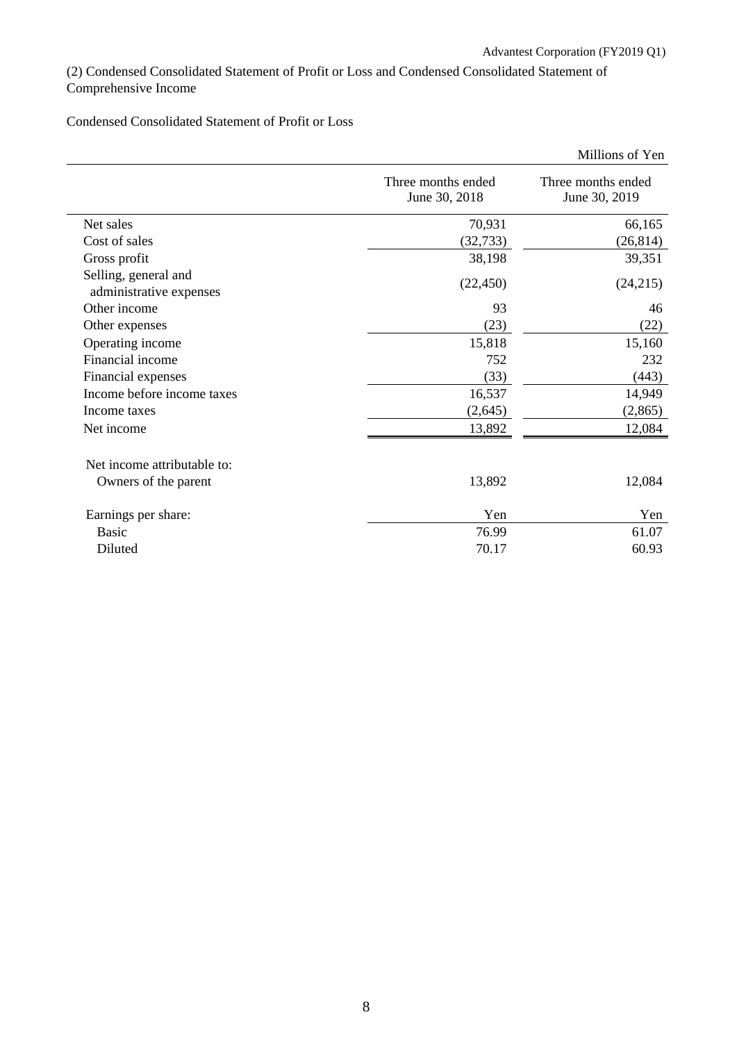(2) Condensed Consolidated Statement of Profit or Loss and Condensed Consolidated Statement of Comprehensive Income

Condensed Consolidated Statement of Profit or Loss

Millions of Yen

| | Three months ended June 30, 2018 | Three months ended June 30, 2019 |
|---|---|---|
| Net sales | 70,931 | 66,165 |
| Cost of sales | (32,733) | (26,814) |
| Gross profit | 38,198 | 39,351 |
| Selling, general and administrative expenses | (22,450) | (24,215) |
| Other income | 93 | 46 |
| Other expenses | (23) | (22) |
| Operating income | 15,818 | 15,160 |
| Financial income | 752 | 232 |
| Financial expenses | (33) | (443) |
| Income before income taxes | 16,537 | 14,949 |
| Income taxes | (2,645) | (2,865) |
| Net income | 13,892 | 12,084 |
| Net income attributable to: | | |
| Owners of the parent | 13,892 | 12,084 |
| Earnings per share: | Yen | Yen |
| Basic | 76.99 | 61.07 |
| Diluted | 70.17 | 60.93 |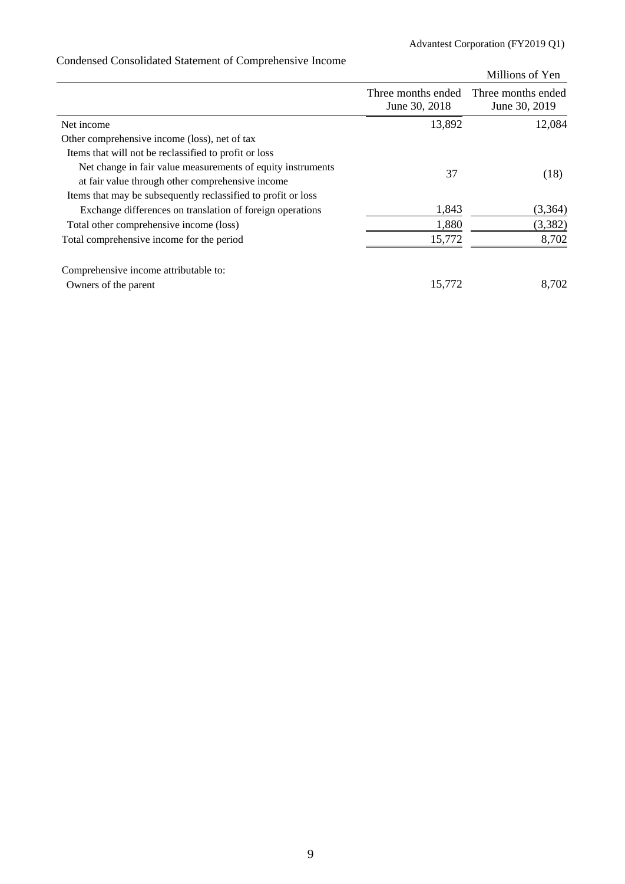## Condensed Consolidated Statement of Comprehensive Income

Millions of Yen

| | Three months ended June 30, 2018 | Three months ended June 30, 2019 |
|---|---|---|
| Net income | 13,892 | 12,084 |
| Other comprehensive income (loss), net of tax | | |
| Items that will not be reclassified to profit or loss | | |
| Net change in fair value measurements of equity instruments at fair value through other comprehensive income | 37 | (18) |
| Items that may be subsequently reclassified to profit or loss | | |
| Exchange differences on translation of foreign operations | 1,843 | (3,364) |
| Total other comprehensive income (loss) | 1,880 | (3,382) |
| Total comprehensive income for the period | 15,772 | 8,702 |
| | | |
| Comprehensive income attributable to: | | |
| Owners of the parent | 15,772 | 8,702 |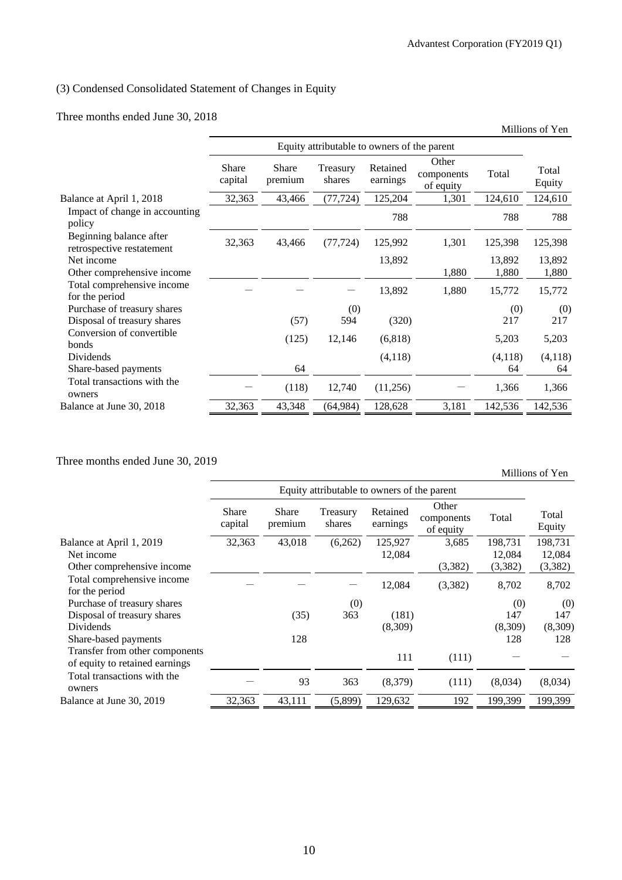## (3) Condensed Consolidated Statement of Changes in Equity

Three months ended June 30, 2018

Millions of Yen

| | Equity attributable to owners of the parent | | | | | | |
|---|---|---|---|---|---|---|---|
| | Share capital | Share premium | Treasury shares | Retained earnings | Other components of equity | Total | Total Equity |
| Balance at April 1, 2018 | 32,363 | 43,466 | (77,724) | 125,204 | 1,301 | 124,610 | 124,610 |
| Impact of change in accounting policy | | | | 788 | | 788 | 788 |
| Beginning balance after retrospective restatement | 32,363 | 43,466 | (77,724) | 125,992 | 1,301 | 125,398 | 125,398 |
| Net income | | | | 13,892 | | 13,892 | 13,892 |
| Other comprehensive income | | | | | 1,880 | 1,880 | 1,880 |
| Total comprehensive income for the period | ― | ― | ― | 13,892 | 1,880 | 15,772 | 15,772 |
| Purchase of treasury shares | | | (0) | | | (0) | (0) |
| Disposal of treasury shares | | (57) | 594 | (320) | | 217 | 217 |
| Conversion of convertible bonds | | (125) | 12,146 | (6,818) | | 5,203 | 5,203 |
| Dividends | | | | (4,118) | | (4,118) | (4,118) |
| Share-based payments | | 64 | | | | 64 | 64 |
| Total transactions with the owners | ― | (118) | 12,740 | (11,256) | ― | 1,366 | 1,366 |
| Balance at June 30, 2018 | 32,363 | 43,348 | (64,984) | 128,628 | 3,181 | 142,536 | 142,536 |

Three months ended June 30, 2019

Millions of Yen

| | Equity attributable to owners of the parent | | | | | | |
|---|---|---|---|---|---|---|---|
| | Share capital | Share premium | Treasury shares | Retained earnings | Other components of equity | Total | Total Equity |
| Balance at April 1, 2019 | 32,363 | 43,018 | (6,262) | 125,927 | 3,685 | 198,731 | 198,731 |
| Net income | | | | 12,084 | | 12,084 | 12,084 |
| Other comprehensive income | | | | | (3,382) | (3,382) | (3,382) |
| Total comprehensive income for the period | ― | ― | ― | 12,084 | (3,382) | 8,702 | 8,702 |
| Purchase of treasury shares | | | (0) | | | (0) | (0) |
| Disposal of treasury shares | | (35) | 363 | (181) | | 147 | 147 |
| Dividends | | | | (8,309) | | (8,309) | (8,309) |
| Share-based payments | | 128 | | | | 128 | 128 |
| Transfer from other components of equity to retained earnings | | | | 111 | (111) | ― | ― |
| Total transactions with the owners | ― | 93 | 363 | (8,379) | (111) | (8,034) | (8,034) |
| Balance at June 30, 2019 | 32,363 | 43,111 | (5,899) | 129,632 | 192 | 199,399 | 199,399 |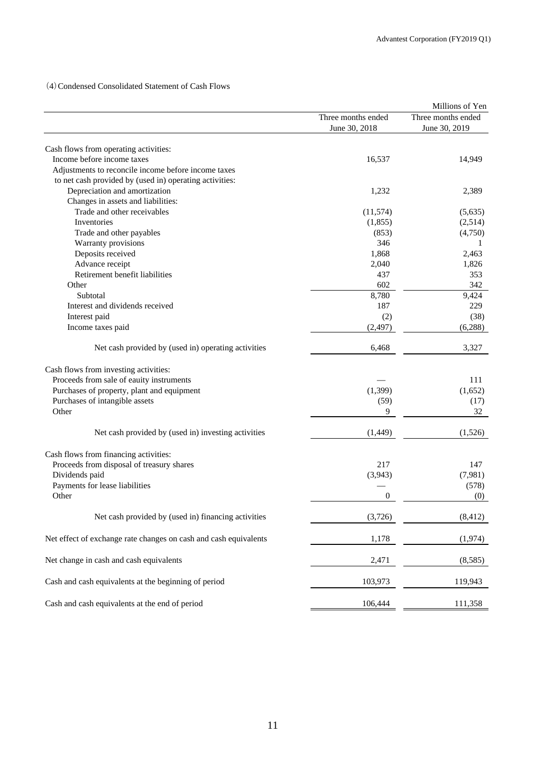(4) Condensed Consolidated Statement of Cash Flows

| | | Millions of Yen |
|---|---|---|
| | Three months ended June 30, 2018 | Three months ended June 30, 2019 |
| Cash flows from operating activities: | | |
| Income before income taxes | 16,537 | 14,949 |
| Adjustments to reconcile income before income taxes to net cash provided by (used in) operating activities: | | |
| Depreciation and amortization | 1,232 | 2,389 |
| Changes in assets and liabilities: | | |
| Trade and other receivables | (11,574) | (5,635) |
| Inventories | (1,855) | (2,514) |
| Trade and other payables | (853) | (4,750) |
| Warranty provisions | 346 | 1 |
| Deposits received | 1,868 | 2,463 |
| Advance receipt | 2,040 | 1,826 |
| Retirement benefit liabilities | 437 | 353 |
| Other | 602 | 342 |
| Subtotal | 8,780 | 9,424 |
| Interest and dividends received | 187 | 229 |
| Interest paid | (2) | (38) |
| Income taxes paid | (2,497) | (6,288) |
| Net cash provided by (used in) operating activities | 6,468 | 3,327 |
| Cash flows from investing activities: | | |
| Proceeds from sale of eauity instruments | — | 111 |
| Purchases of property, plant and equipment | (1,399) | (1,652) |
| Purchases of intangible assets | (59) | (17) |
| Other | 9 | 32 |
| Net cash provided by (used in) investing activities | (1,449) | (1,526) |
| Cash flows from financing activities: | | |
| Proceeds from disposal of treasury shares | 217 | 147 |
| Dividends paid | (3,943) | (7,981) |
| Payments for lease liabilities | — | (578) |
| Other | 0 | (0) |
| Net cash provided by (used in) financing activities | (3,726) | (8,412) |
| Net effect of exchange rate changes on cash and cash equivalents | 1,178 | (1,974) |
| Net change in cash and cash equivalents | 2,471 | (8,585) |
| Cash and cash equivalents at the beginning of period | 103,973 | 119,943 |
| Cash and cash equivalents at the end of period | 106,444 | 111,358 |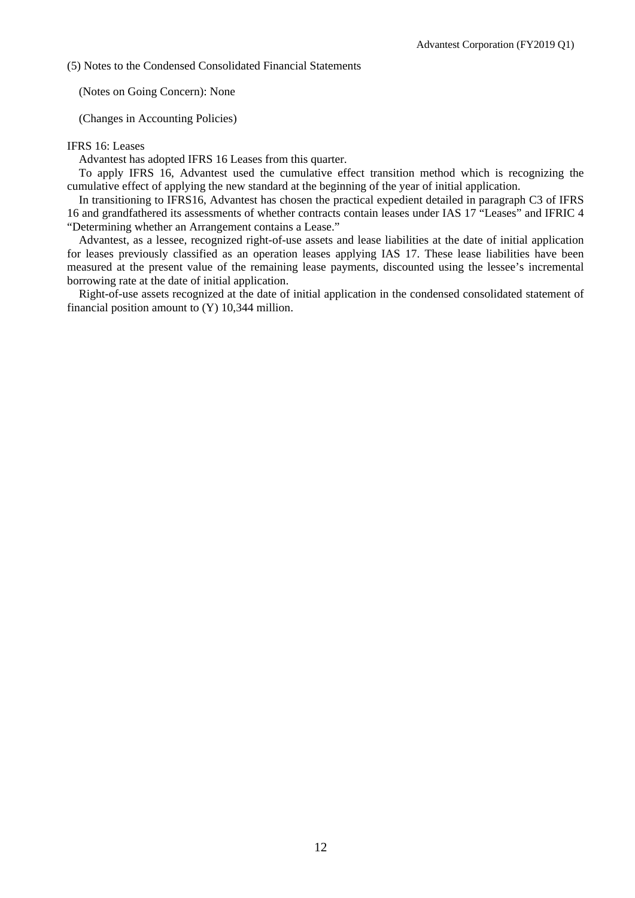## (5) Notes to the Condensed Consolidated Financial Statements

(Notes on Going Concern): None

(Changes in Accounting Policies)

### IFRS 16: Leases

Advantest has adopted IFRS 16 Leases from this quarter.

To apply IFRS 16, Advantest used the cumulative effect transition method which is recognizing the cumulative effect of applying the new standard at the beginning of the year of initial application.

In transitioning to IFRS16, Advantest has chosen the practical expedient detailed in paragraph C3 of IFRS 16 and grandfathered its assessments of whether contracts contain leases under IAS 17 "Leases" and IFRIC 4 "Determining whether an Arrangement contains a Lease."

Advantest, as a lessee, recognized right-of-use assets and lease liabilities at the date of initial application for leases previously classified as an operation leases applying IAS 17. These lease liabilities have been measured at the present value of the remaining lease payments, discounted using the lessee's incremental borrowing rate at the date of initial application.

Right-of-use assets recognized at the date of initial application in the condensed consolidated statement of financial position amount to (Y) 10,344 million.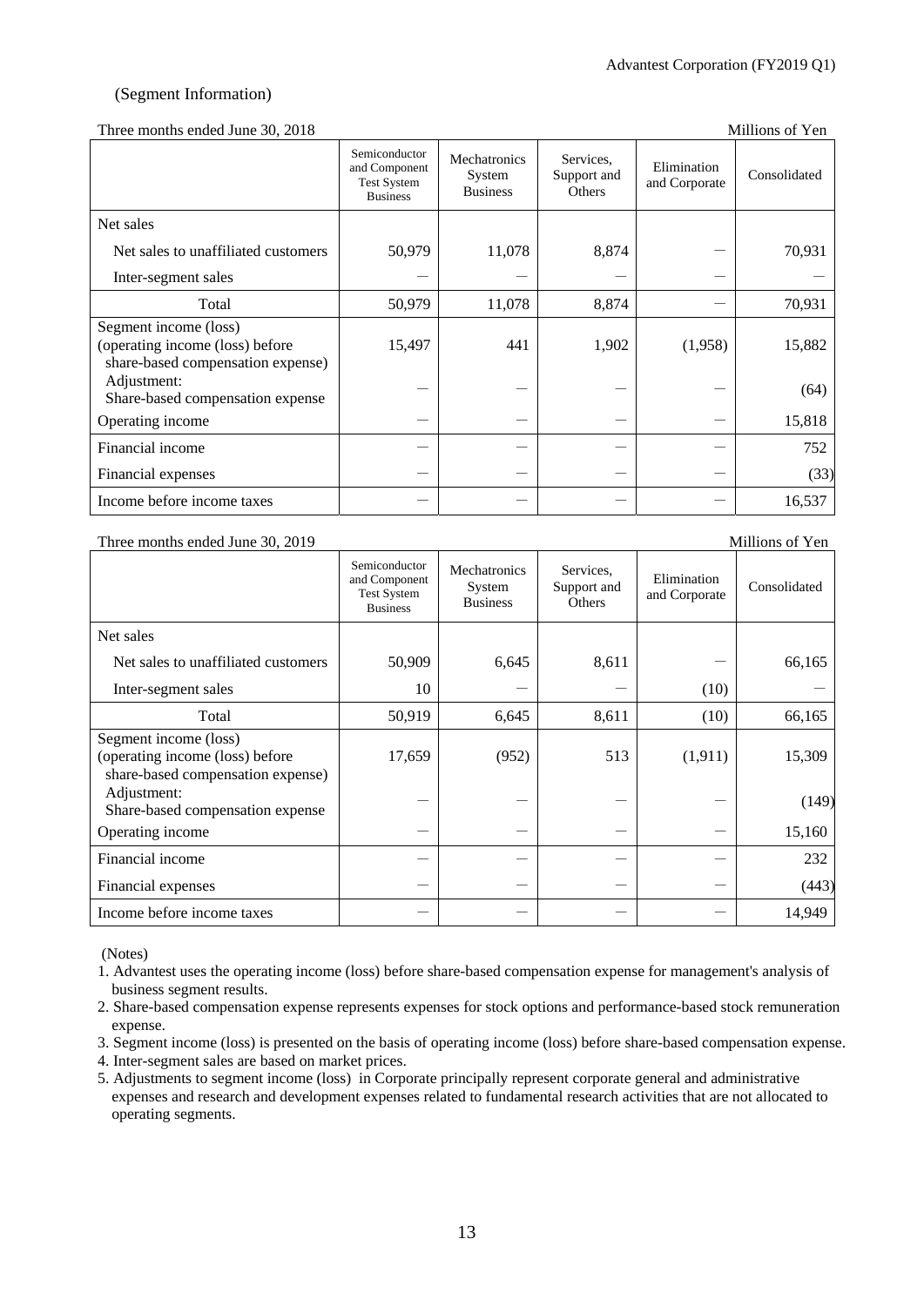(Segment Information)

Three months ended June 30, 2018 — Millions of Yen

| | Semiconductor and Component Test System Business | Mechatronics System Business | Services, Support and Others | Elimination and Corporate | Consolidated |
|---|---|---|---|---|---|
| Net sales | | | | | |
| Net sales to unaffiliated customers | 50,979 | 11,078 | 8,874 | — | 70,931 |
| Inter-segment sales | — | — | — | — | — |
| Total | 50,979 | 11,078 | 8,874 | — | 70,931 |
| Segment income (loss) (operating income (loss) before share-based compensation expense) | 15,497 | 441 | 1,902 | (1,958) | 15,882 |
| Adjustment: Share-based compensation expense | — | — | — | — | (64) |
| Operating income | — | — | — | — | 15,818 |
| Financial income | — | — | — | — | 752 |
| Financial expenses | — | — | — | — | (33) |
| Income before income taxes | — | — | — | — | 16,537 |

Three months ended June 30, 2019 — Millions of Yen

| | Semiconductor and Component Test System Business | Mechatronics System Business | Services, Support and Others | Elimination and Corporate | Consolidated |
|---|---|---|---|---|---|
| Net sales | | | | | |
| Net sales to unaffiliated customers | 50,909 | 6,645 | 8,611 | — | 66,165 |
| Inter-segment sales | 10 | — | — | (10) | — |
| Total | 50,919 | 6,645 | 8,611 | (10) | 66,165 |
| Segment income (loss) (operating income (loss) before share-based compensation expense) | 17,659 | (952) | 513 | (1,911) | 15,309 |
| Adjustment: Share-based compensation expense | — | — | — | — | (149) |
| Operating income | — | — | — | — | 15,160 |
| Financial income | — | — | — | — | 232 |
| Financial expenses | — | — | — | — | (443) |
| Income before income taxes | — | — | — | — | 14,949 |

(Notes)

1. Advantest uses the operating income (loss) before share-based compensation expense for management's analysis of business segment results.
2. Share-based compensation expense represents expenses for stock options and performance-based stock remuneration expense.
3. Segment income (loss) is presented on the basis of operating income (loss) before share-based compensation expense.
4. Inter-segment sales are based on market prices.
5. Adjustments to segment income (loss) in Corporate principally represent corporate general and administrative expenses and research and development expenses related to fundamental research activities that are not allocated to operating segments.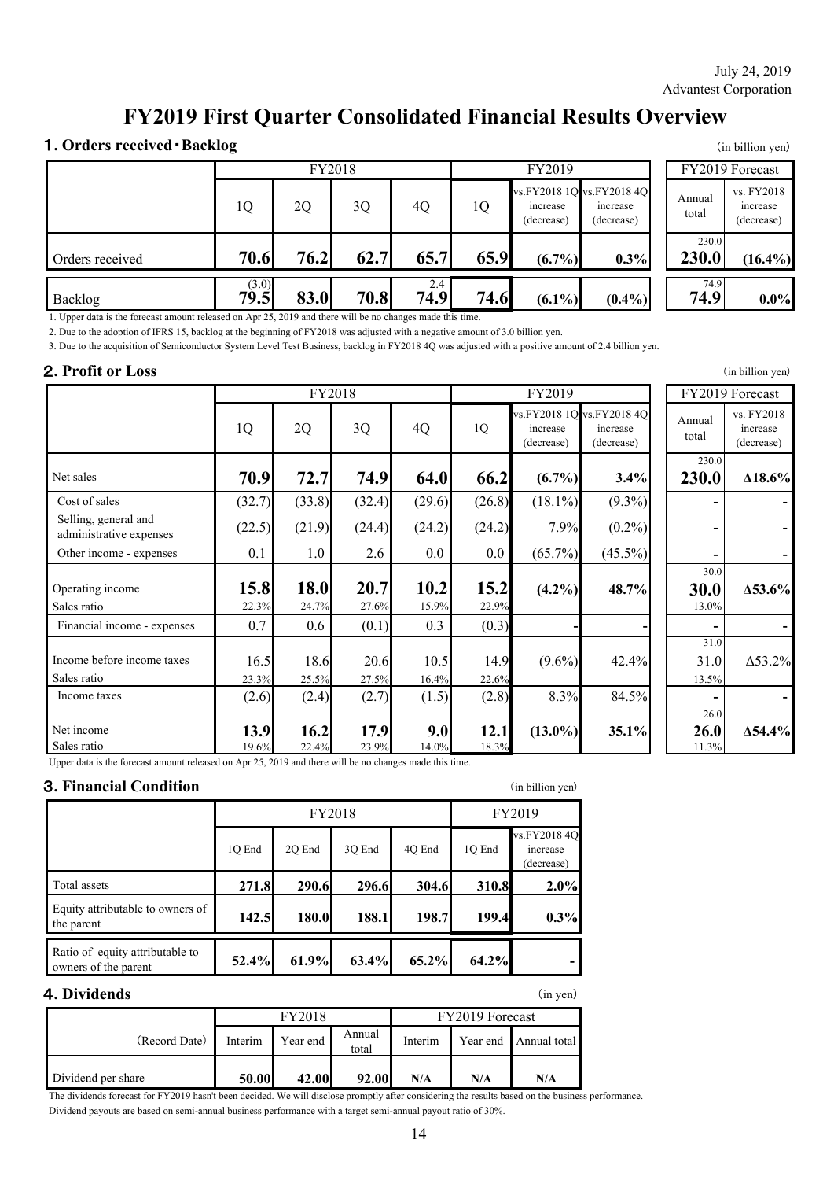July 24, 2019
Advantest Corporation

# FY2019 First Quarter Consolidated Financial Results Overview

## 1. Orders received・Backlog

(in billion yen)

| | FY2018 | | | | FY2019 | | | FY2019 Forecast | |
|---|---|---|---|---|---|---|---|---|---|
| | 1Q | 2Q | 3Q | 4Q | 1Q | vs.FY2018 1Q increase (decrease) | vs.FY2018 4Q increase (decrease) | Annual total | vs. FY2018 increase (decrease) |
| Orders received | **70.6** | **76.2** | **62.7** | **65.7** | **65.9** | **(6.7%)** | **0.3%** | 230.0 **230.0** | **(16.4%)** |
| Backlog | (3.0) **79.5** | **83.0** | **70.8** | 2.4 **74.9** | **74.6** | **(6.1%)** | **(0.4%)** | 74.9 **74.9** | **0.0%** |

1. Upper data is the forecast amount released on Apr 25, 2019 and there will be no changes made this time.
2. Due to the adoption of IFRS 15, backlog at the beginning of FY2018 was adjusted with a negative amount of 3.0 billion yen.
3. Due to the acquisition of Semiconductor System Level Test Business, backlog in FY2018 4Q was adjusted with a positive amount of 2.4 billion yen.

## 2. Profit or Loss

(in billion yen)

| | FY2018 | | | | FY2019 | | | FY2019 Forecast | |
|---|---|---|---|---|---|---|---|---|---|
| | 1Q | 2Q | 3Q | 4Q | 1Q | vs.FY2018 1Q increase (decrease) | vs.FY2018 4Q increase (decrease) | Annual total | vs. FY2018 increase (decrease) |
| Net sales | **70.9** | **72.7** | **74.9** | **64.0** | **66.2** | **(6.7%)** | **3.4%** | 230.0 **230.0** | **Δ18.6%** |
| Cost of sales | (32.7) | (33.8) | (32.4) | (29.6) | (26.8) | (18.1%) | (9.3%) | - | - |
| Selling, general and administrative expenses | (22.5) | (21.9) | (24.4) | (24.2) | (24.2) | 7.9% | (0.2%) | - | - |
| Other income - expenses | 0.1 | 1.0 | 2.6 | 0.0 | 0.0 | (65.7%) | (45.5%) | - | - |
| Operating income | **15.8** | **18.0** | **20.7** | **10.2** | **15.2** | **(4.2%)** | **48.7%** | 30.0 **30.0** | **Δ53.6%** |
| Sales ratio | 22.3% | 24.7% | 27.6% | 15.9% | 22.9% | | | 13.0% | |
| Financial income - expenses | 0.7 | 0.6 | (0.1) | 0.3 | (0.3) | - | - | - | - |
| Income before income taxes | 16.5 | 18.6 | 20.6 | 10.5 | 14.9 | (9.6%) | 42.4% | 31.0 31.0 | Δ53.2% |
| Sales ratio | 23.3% | 25.5% | 27.5% | 16.4% | 22.6% | | | 13.5% | |
| Income taxes | (2.6) | (2.4) | (2.7) | (1.5) | (2.8) | 8.3% | 84.5% | - | - |
| Net income | **13.9** | **16.2** | **17.9** | **9.0** | **12.1** | **(13.0%)** | **35.1%** | 26.0 **26.0** | **Δ54.4%** |
| Sales ratio | 19.6% | 22.4% | 23.9% | 14.0% | 18.3% | | | 11.3% | |

Upper data is the forecast amount released on Apr 25, 2019 and there will be no changes made this time.

## 3. Financial Condition

(in billion yen)

| | FY2018 | | | | FY2019 | |
|---|---|---|---|---|---|---|
| | 1Q End | 2Q End | 3Q End | 4Q End | 1Q End | vs.FY2018 4Q increase (decrease) |
| Total assets | **271.8** | **290.6** | **296.6** | **304.6** | **310.8** | **2.0%** |
| Equity attributable to owners of the parent | **142.5** | **180.0** | **188.1** | **198.7** | **199.4** | **0.3%** |
| Ratio of equity attributable to owners of the parent | **52.4%** | **61.9%** | **63.4%** | **65.2%** | **64.2%** | **-** |

## 4. Dividends

(in yen)

| | FY2018 | | | FY2019 Forecast | | |
|---|---|---|---|---|---|---|
| (Record Date) | Interim | Year end | Annual total | Interim | Year end | Annual total |
| Dividend per share | **50.00** | **42.00** | **92.00** | **N/A** | **N/A** | **N/A** |

The dividends forecast for FY2019 hasn't been decided. We will disclose promptly after considering the results based on the business performance.
Dividend payouts are based on semi-annual business performance with a target semi-annual payout ratio of 30%.